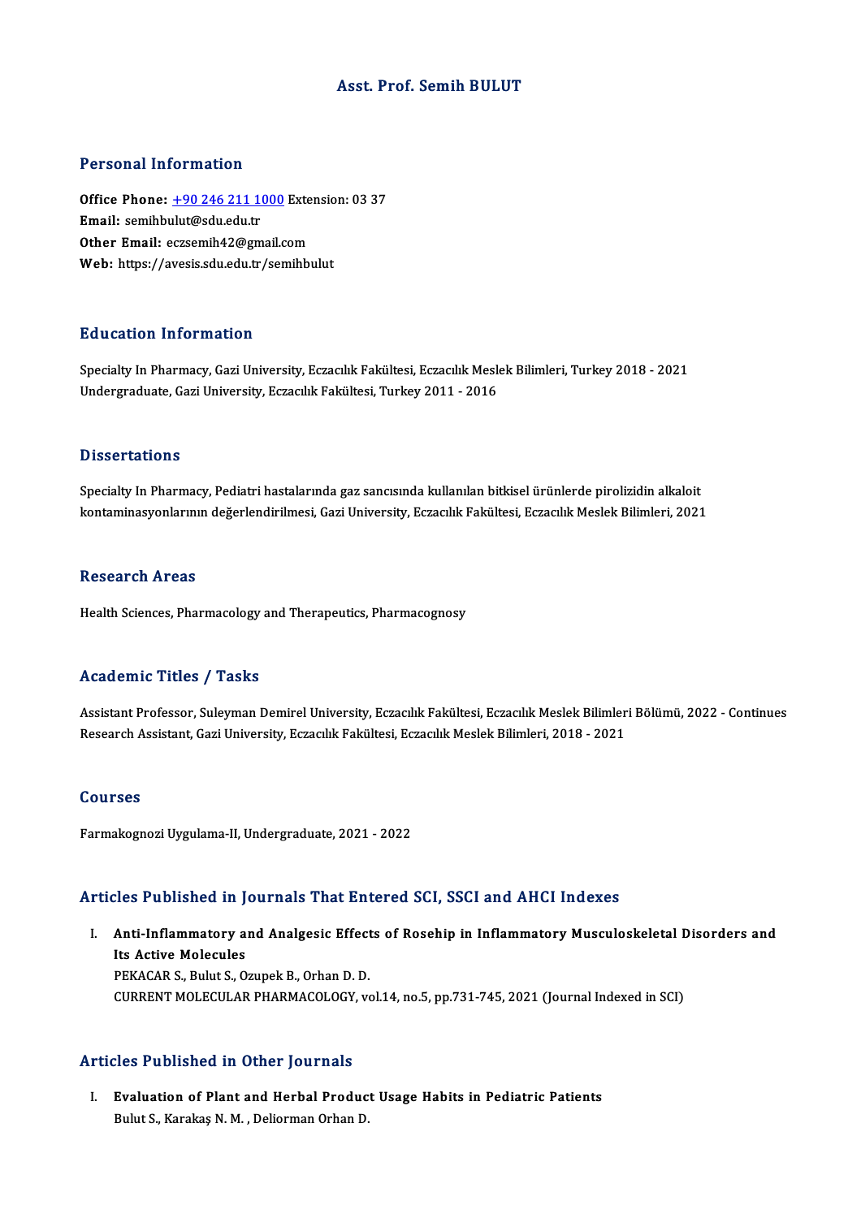# Asst. Prof. Semih BULUT

## Personal Information

**Office Phone:** +90 246 211 1000 Extension: 03 37
**Email:** semihbulut@sdu.edu.tr
**Other Email:** eczsemih42@gmail.com
**Web:** https://avesis.sdu.edu.tr/semihbulut

## Education Information

Specialty In Pharmacy, Gazi University, Eczacılık Fakültesi, Eczacılık Meslek Bilimleri, Turkey 2018 - 2021
Undergraduate, Gazi University, Eczacılık Fakültesi, Turkey 2011 - 2016

## Dissertations

Specialty In Pharmacy, Pediatri hastalarında gaz sancısında kullanılan bitkisel ürünlerde pirolizidin alkaloit kontaminasyonlarının değerlendirilmesi, Gazi University, Eczacılık Fakültesi, Eczacılık Meslek Bilimleri, 2021

## Research Areas

Health Sciences, Pharmacology and Therapeutics, Pharmacognosy

## Academic Titles / Tasks

Assistant Professor, Suleyman Demirel University, Eczacılık Fakültesi, Eczacılık Meslek Bilimleri Bölümü, 2022 - Continues
Research Assistant, Gazi University, Eczacılık Fakültesi, Eczacılık Meslek Bilimleri, 2018 - 2021

## Courses

Farmakognozi Uygulama-II, Undergraduate, 2021 - 2022

## Articles Published in Journals That Entered SCI, SSCI and AHCI Indexes

I. **Anti-Inflammatory and Analgesic Effects of Rosehip in Inflammatory Musculoskeletal Disorders and Its Active Molecules**
PEKACAR S., Bulut S., Ozupek B., Orhan D. D.
CURRENT MOLECULAR PHARMACOLOGY, vol.14, no.5, pp.731-745, 2021 (Journal Indexed in SCI)

## Articles Published in Other Journals

I. **Evaluation of Plant and Herbal Product Usage Habits in Pediatric Patients**
Bulut S., Karakaş N. M. , Deliorman Orhan D.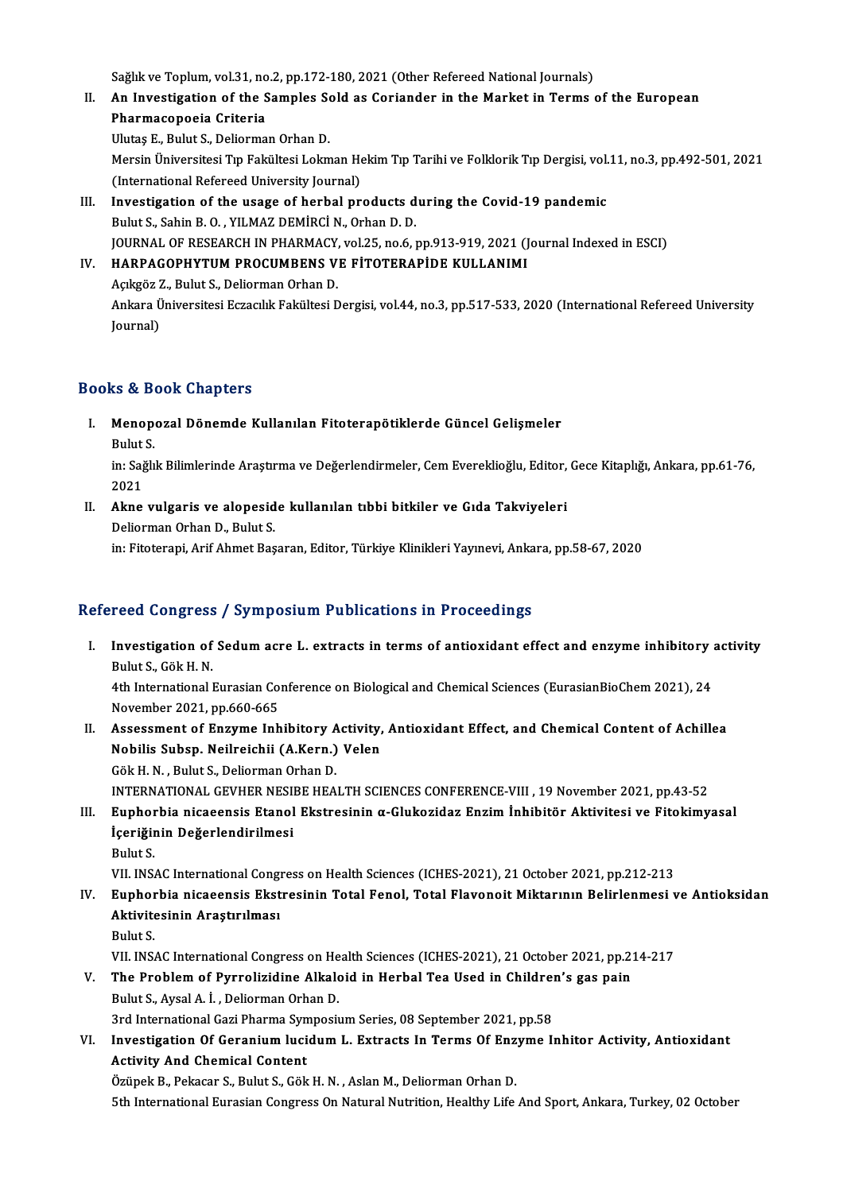Sağlık ve Toplum, vol.31, no.2, pp.172-180, 2021 (Other Refereed National Journals)

II. **An Investigation of the Samples Sold as Coriander in the Market in Terms of the European Pharmacopoeia Criteria**
Ulutaş E., Bulut S., Deliorman Orhan D.
Mersin Üniversitesi Tıp Fakültesi Lokman Hekim Tıp Tarihi ve Folklorik Tıp Dergisi, vol.11, no.3, pp.492-501, 2021 (International Refereed University Journal)

III. **Investigation of the usage of herbal products during the Covid-19 pandemic**
Bulut S., Sahin B. O. , YILMAZ DEMİRCİ N., Orhan D. D.
JOURNAL OF RESEARCH IN PHARMACY, vol.25, no.6, pp.913-919, 2021 (Journal Indexed in ESCI)

IV. **HARPAGOPHYTUM PROCUMBENS VE FİTOTERAPİDE KULLANIMI**
Açıkgöz Z., Bulut S., Deliorman Orhan D.
Ankara Üniversitesi Eczacılık Fakültesi Dergisi, vol.44, no.3, pp.517-533, 2020 (International Refereed University Journal)

## Books & Book Chapters

I. **Menopozal Dönemde Kullanılan Fitoterapötiklerde Güncel Gelişmeler**
Bulut S.
in: Sağlık Bilimlerinde Araştırma ve Değerlendirmeler, Cem Evereklioğlu, Editor, Gece Kitaplığı, Ankara, pp.61-76, 2021

II. **Akne vulgaris ve alopeside kullanılan tıbbi bitkiler ve Gıda Takviyeleri**
Deliorman Orhan D., Bulut S.
in: Fitoterapi, Arif Ahmet Başaran, Editor, Türkiye Klinikleri Yayınevi, Ankara, pp.58-67, 2020

## Refereed Congress / Symposium Publications in Proceedings

I. **Investigation of Sedum acre L. extracts in terms of antioxidant effect and enzyme inhibitory activity**
Bulut S., Gök H. N.
4th International Eurasian Conference on Biological and Chemical Sciences (EurasianBioChem 2021), 24 November 2021, pp.660-665

II. **Assessment of Enzyme Inhibitory Activity, Antioxidant Effect, and Chemical Content of Achillea Nobilis Subsp. Neilreichii (A.Kern.) Velen**
Gök H. N. , Bulut S., Deliorman Orhan D.
INTERNATIONAL GEVHER NESIBE HEALTH SCIENCES CONFERENCE-VIII , 19 November 2021, pp.43-52

III. **Euphorbia nicaeensis Etanol Ekstresinin α-Glukozidaz Enzim İnhibitör Aktivitesi ve Fitokimyasal İçeriğinin Değerlendirilmesi**
Bulut S.
VII. INSAC International Congress on Health Sciences (ICHES-2021), 21 October 2021, pp.212-213

IV. **Euphorbia nicaeensis Ekstresinin Total Fenol, Total Flavonoit Miktarının Belirlenmesi ve Antioksidan Aktivitesinin Araştırılması**
Bulut S.
VII. INSAC International Congress on Health Sciences (ICHES-2021), 21 October 2021, pp.214-217

V. **The Problem of Pyrrolizidine Alkaloid in Herbal Tea Used in Children's gas pain**
Bulut S., Aysal A. İ. , Deliorman Orhan D.
3rd International Gazi Pharma Symposium Series, 08 September 2021, pp.58

VI. **Investigation Of Geranium lucidum L. Extracts In Terms Of Enzyme Inhitor Activity, Antioxidant Activity And Chemical Content**
Özüpek B., Pekacar S., Bulut S., Gök H. N. , Aslan M., Deliorman Orhan D.
5th International Eurasian Congress On Natural Nutrition, Healthy Life And Sport, Ankara, Turkey, 02 October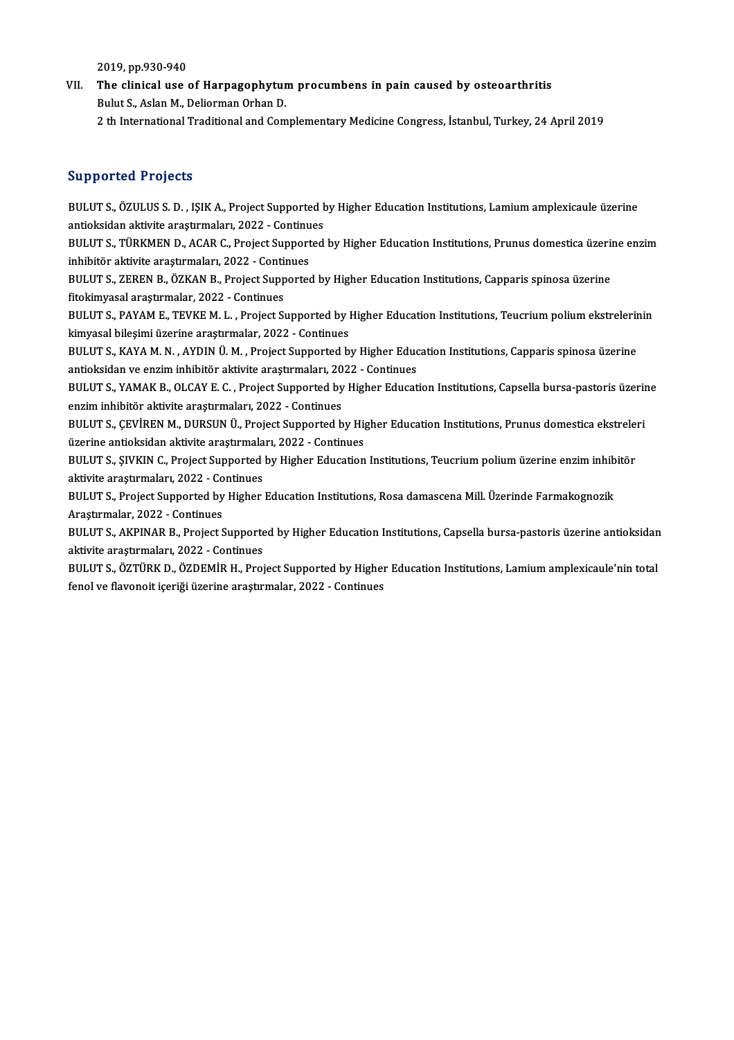2019, pp.930-940

VII. **The clinical use of Harpagophytum procumbens in pain caused by osteoarthritis**
Bulut S., Aslan M., Deliorman Orhan D.
2 th International Traditional and Complementary Medicine Congress, İstanbul, Turkey, 24 April 2019

## Supported Projects

BULUT S., ÖZULUS S. D. , IŞIK A., Project Supported by Higher Education Institutions, Lamium amplexicaule üzerine antioksidan aktivite araştırmaları, 2022 - Continues

BULUT S., TÜRKMEN D., ACAR C., Project Supported by Higher Education Institutions, Prunus domestica üzerine enzim inhibitör aktivite araştırmaları, 2022 - Continues

BULUT S., ZEREN B., ÖZKAN B., Project Supported by Higher Education Institutions, Capparis spinosa üzerine fitokimyasal araştırmalar, 2022 - Continues

BULUT S., PAYAM E., TEVKE M. L. , Project Supported by Higher Education Institutions, Teucrium polium ekstrelerinin kimyasal bileşimi üzerine araştırmalar, 2022 - Continues

BULUT S., KAYA M. N. , AYDIN Ü. M. , Project Supported by Higher Education Institutions, Capparis spinosa üzerine antioksidan ve enzim inhibitör aktivite araştırmaları, 2022 - Continues

BULUT S., YAMAK B., OLCAY E. C. , Project Supported by Higher Education Institutions, Capsella bursa-pastoris üzerine enzim inhibitör aktivite araştırmaları, 2022 - Continues

BULUT S., ÇEVİREN M., DURSUN Ü., Project Supported by Higher Education Institutions, Prunus domestica ekstreleri üzerine antioksidan aktivite araştırmaları, 2022 - Continues

BULUT S., ŞIVKIN C., Project Supported by Higher Education Institutions, Teucrium polium üzerine enzim inhibitör aktivite araştırmaları, 2022 - Continues

BULUT S., Project Supported by Higher Education Institutions, Rosa damascena Mill. Üzerinde Farmakognozik Araştırmalar, 2022 - Continues

BULUT S., AKPINAR B., Project Supported by Higher Education Institutions, Capsella bursa-pastoris üzerine antioksidan aktivite araştırmaları, 2022 - Continues

BULUT S., ÖZTÜRK D., ÖZDEMİR H., Project Supported by Higher Education Institutions, Lamium amplexicaule'nin total fenol ve flavonoit içeriği üzerine araştırmalar, 2022 - Continues